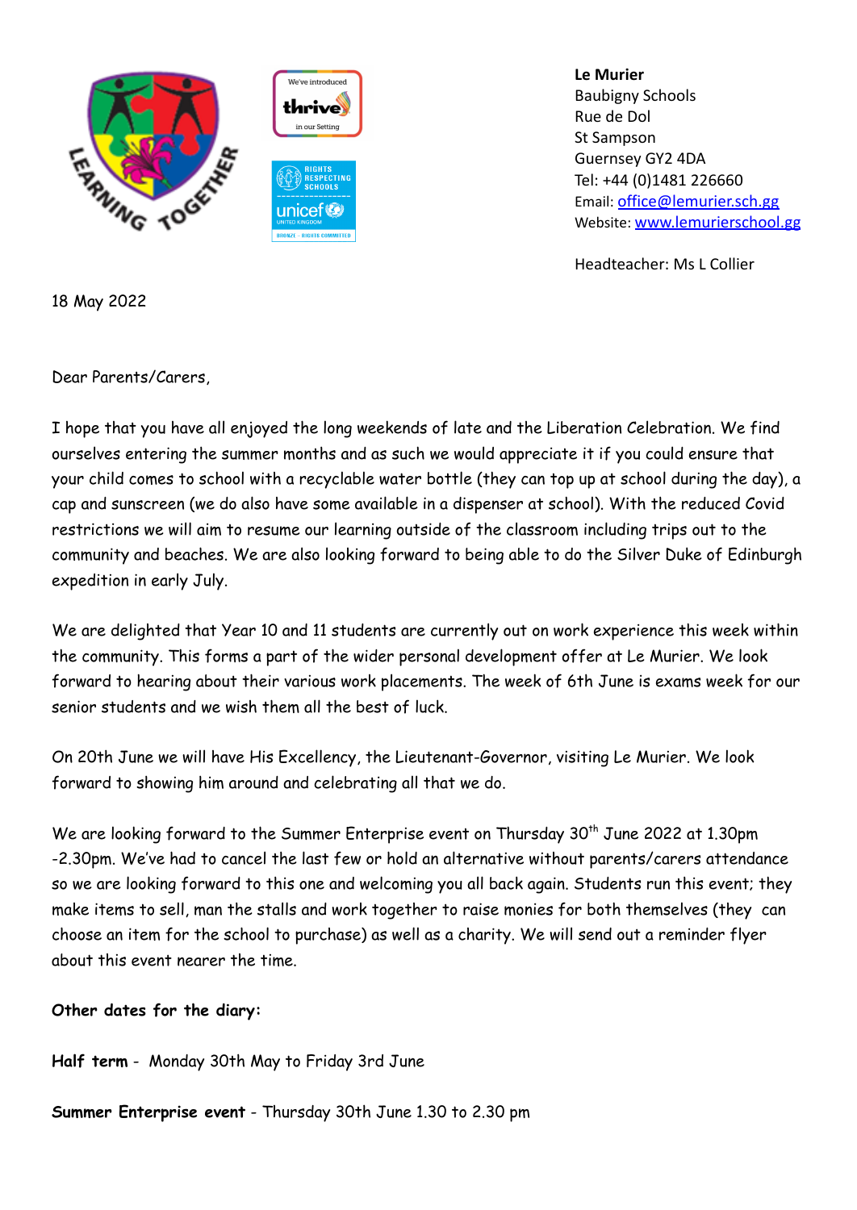**Le Murier**
Baubigny Schools
Rue de Dol
St Sampson
Guernsey GY2 4DA
Tel: +44 (0)1481 226660
Email: office@lemurier.sch.gg
Website: www.lemurierschool.gg

Headteacher: Ms L Collier

18 May 2022

Dear Parents/Carers,

I hope that you have all enjoyed the long weekends of late and the Liberation Celebration. We find ourselves entering the summer months and as such we would appreciate it if you could ensure that your child comes to school with a recyclable water bottle (they can top up at school during the day), a cap and sunscreen (we do also have some available in a dispenser at school). With the reduced Covid restrictions we will aim to resume our learning outside of the classroom including trips out to the community and beaches. We are also looking forward to being able to do the Silver Duke of Edinburgh expedition in early July.

We are delighted that Year 10 and 11 students are currently out on work experience this week within the community. This forms a part of the wider personal development offer at Le Murier. We look forward to hearing about their various work placements. The week of 6th June is exams week for our senior students and we wish them all the best of luck.

On 20th June we will have His Excellency, the Lieutenant-Governor, visiting Le Murier. We look forward to showing him around and celebrating all that we do.

We are looking forward to the Summer Enterprise event on Thursday 30th June 2022 at 1.30pm -2.30pm. We've had to cancel the last few or hold an alternative without parents/carers attendance so we are looking forward to this one and welcoming you all back again. Students run this event; they make items to sell, man the stalls and work together to raise monies for both themselves (they can choose an item for the school to purchase) as well as a charity. We will send out a reminder flyer about this event nearer the time.

**Other dates for the diary:**

**Half term** - Monday 30th May to Friday 3rd June

**Summer Enterprise event** - Thursday 30th June 1.30 to 2.30 pm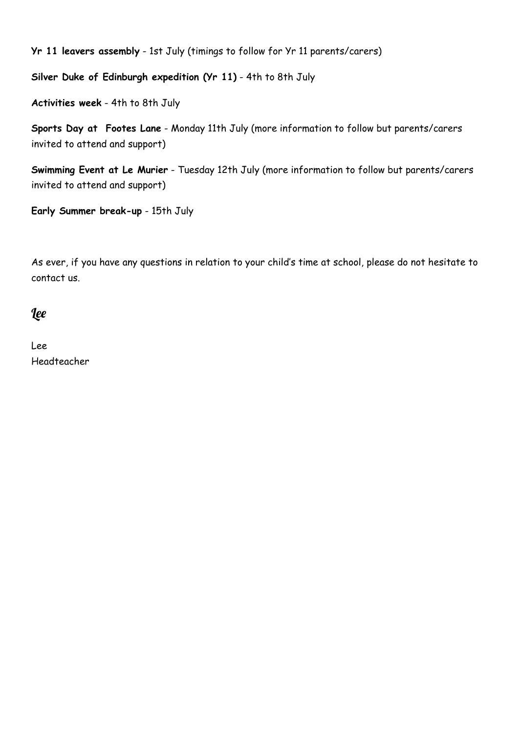**Yr 11 leavers assembly** - 1st July (timings to follow for Yr 11 parents/carers)

**Silver Duke of Edinburgh expedition (Yr 11)** - 4th to 8th July

**Activities week** - 4th to 8th July

**Sports Day at Footes Lane** - Monday 11th July (more information to follow but parents/carers invited to attend and support)

**Swimming Event at Le Murier** - Tuesday 12th July (more information to follow but parents/carers invited to attend and support)

**Early Summer break-up** - 15th July

As ever, if you have any questions in relation to your child's time at school, please do not hesitate to contact us.

*Lee*

Lee
Headteacher